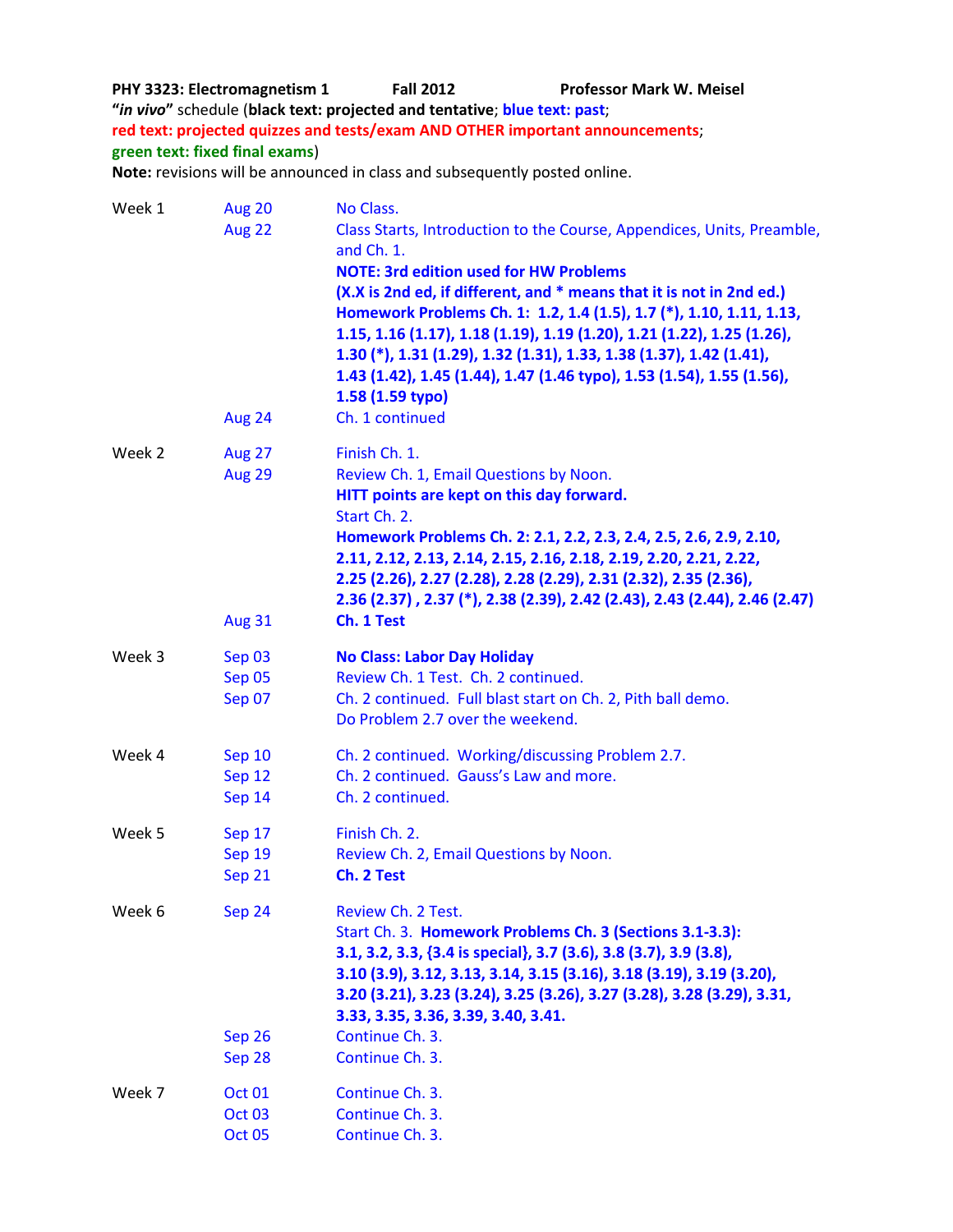**PHY 3323: Electromagnetism 1 Fall 2012 Professor Mark W. Meisel**

**"*in vivo*"** schedule (**black text: projected and tentative**; **blue text: past**;
**red text: projected quizzes and tests/exam AND OTHER important announcements**;
**green text: fixed final exams**)

**Note:** revisions will be announced in class and subsequently posted online.

| | | |
|---|---|---|
| Week 1 | Aug 20 | No Class. |
| | Aug 22 | Class Starts, Introduction to the Course, Appendices, Units, Preamble, and Ch. 1. **NOTE: 3rd edition used for HW Problems (X.X is 2nd ed, if different, and * means that it is not in 2nd ed.) Homework Problems Ch. 1: 1.2, 1.4 (1.5), 1.7 (*), 1.10, 1.11, 1.13, 1.15, 1.16 (1.17), 1.18 (1.19), 1.19 (1.20), 1.21 (1.22), 1.25 (1.26), 1.30 (*), 1.31 (1.29), 1.32 (1.31), 1.33, 1.38 (1.37), 1.42 (1.41), 1.43 (1.42), 1.45 (1.44), 1.47 (1.46 typo), 1.53 (1.54), 1.55 (1.56), 1.58 (1.59 typo)** |
| | Aug 24 | Ch. 1 continued |
| Week 2 | Aug 27 | Finish Ch. 1. |
| | Aug 29 | Review Ch. 1, Email Questions by Noon. **HITT points are kept on this day forward.** Start Ch. 2. **Homework Problems Ch. 2: 2.1, 2.2, 2.3, 2.4, 2.5, 2.6, 2.9, 2.10, 2.11, 2.12, 2.13, 2.14, 2.15, 2.16, 2.18, 2.19, 2.20, 2.21, 2.22, 2.25 (2.26), 2.27 (2.28), 2.28 (2.29), 2.31 (2.32), 2.35 (2.36), 2.36 (2.37) , 2.37 (*), 2.38 (2.39), 2.42 (2.43), 2.43 (2.44), 2.46 (2.47)** |
| | Aug 31 | **Ch. 1 Test** |
| Week 3 | Sep 03 | **No Class: Labor Day Holiday** |
| | Sep 05 | Review Ch. 1 Test. Ch. 2 continued. |
| | Sep 07 | Ch. 2 continued. Full blast start on Ch. 2, Pith ball demo. Do Problem 2.7 over the weekend. |
| Week 4 | Sep 10 | Ch. 2 continued. Working/discussing Problem 2.7. |
| | Sep 12 | Ch. 2 continued. Gauss's Law and more. |
| | Sep 14 | Ch. 2 continued. |
| Week 5 | Sep 17 | Finish Ch. 2. |
| | Sep 19 | Review Ch. 2, Email Questions by Noon. |
| | Sep 21 | **Ch. 2 Test** |
| Week 6 | Sep 24 | Review Ch. 2 Test. Start Ch. 3. **Homework Problems Ch. 3 (Sections 3.1-3.3): 3.1, 3.2, 3.3, {3.4 is special}, 3.7 (3.6), 3.8 (3.7), 3.9 (3.8), 3.10 (3.9), 3.12, 3.13, 3.14, 3.15 (3.16), 3.18 (3.19), 3.19 (3.20), 3.20 (3.21), 3.23 (3.24), 3.25 (3.26), 3.27 (3.28), 3.28 (3.29), 3.31, 3.33, 3.35, 3.36, 3.39, 3.40, 3.41.** |
| | Sep 26 | Continue Ch. 3. |
| | Sep 28 | Continue Ch. 3. |
| Week 7 | Oct 01 | Continue Ch. 3. |
| | Oct 03 | Continue Ch. 3. |
| | Oct 05 | Continue Ch. 3. |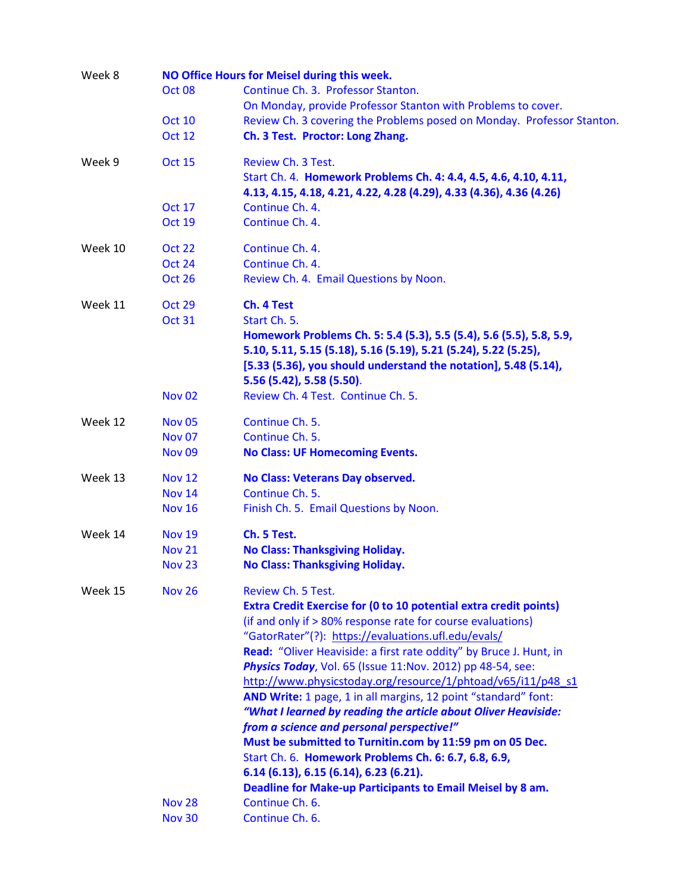| Week | Date | Topic |
| --- | --- | --- |
| Week 8 | **NO Office Hours for Meisel during this week.** | |
| | Oct 08 | Continue Ch. 3. Professor Stanton. On Monday, provide Professor Stanton with Problems to cover. |
| | Oct 10 | Review Ch. 3 covering the Problems posed on Monday. Professor Stanton. |
| | Oct 12 | **Ch. 3 Test. Proctor: Long Zhang.** |
| Week 9 | Oct 15 | Review Ch. 3 Test. Start Ch. 4. **Homework Problems Ch. 4: 4.4, 4.5, 4.6, 4.10, 4.11, 4.13, 4.15, 4.18, 4.21, 4.22, 4.28 (4.29), 4.33 (4.36), 4.36 (4.26)** |
| | Oct 17 | Continue Ch. 4. |
| | Oct 19 | Continue Ch. 4. |
| Week 10 | Oct 22 | Continue Ch. 4. |
| | Oct 24 | Continue Ch. 4. |
| | Oct 26 | Review Ch. 4. Email Questions by Noon. |
| Week 11 | Oct 29 | **Ch. 4 Test** |
| | Oct 31 | Start Ch. 5. **Homework Problems Ch. 5: 5.4 (5.3), 5.5 (5.4), 5.6 (5.5), 5.8, 5.9, 5.10, 5.11, 5.15 (5.18), 5.16 (5.19), 5.21 (5.24), 5.22 (5.25), [5.33 (5.36), you should understand the notation], 5.48 (5.14), 5.56 (5.42), 5.58 (5.50)**. |
| | Nov 02 | Review Ch. 4 Test. Continue Ch. 5. |
| Week 12 | Nov 05 | Continue Ch. 5. |
| | Nov 07 | Continue Ch. 5. |
| | Nov 09 | **No Class: UF Homecoming Events.** |
| Week 13 | Nov 12 | **No Class: Veterans Day observed.** |
| | Nov 14 | Continue Ch. 5. |
| | Nov 16 | Finish Ch. 5. Email Questions by Noon. |
| Week 14 | Nov 19 | **Ch. 5 Test.** |
| | Nov 21 | **No Class: Thanksgiving Holiday.** |
| | Nov 23 | **No Class: Thanksgiving Holiday.** |
| Week 15 | Nov 26 | Review Ch. 5 Test. **Extra Credit Exercise for (0 to 10 potential extra credit points)** (if and only if > 80% response rate for course evaluations) "GatorRater"(?): https://evaluations.ufl.edu/evals/ **Read:** "Oliver Heaviside: a first rate oddity" by Bruce J. Hunt, in ***Physics Today***, Vol. 65 (Issue 11:Nov. 2012) pp 48-54, see: http://www.physicstoday.org/resource/1/phtoad/v65/i11/p48_s1 **AND Write:** 1 page, 1 in all margins, 12 point "standard" font: ***"What I learned by reading the article about Oliver Heaviside: from a science and personal perspective!"*** **Must be submitted to Turnitin.com by 11:59 pm on 05 Dec.** Start Ch. 6. **Homework Problems Ch. 6: 6.7, 6.8, 6.9, 6.14 (6.13), 6.15 (6.14), 6.23 (6.21).** **Deadline for Make-up Participants to Email Meisel by 8 am.** |
| | Nov 28 | Continue Ch. 6. |
| | Nov 30 | Continue Ch. 6. |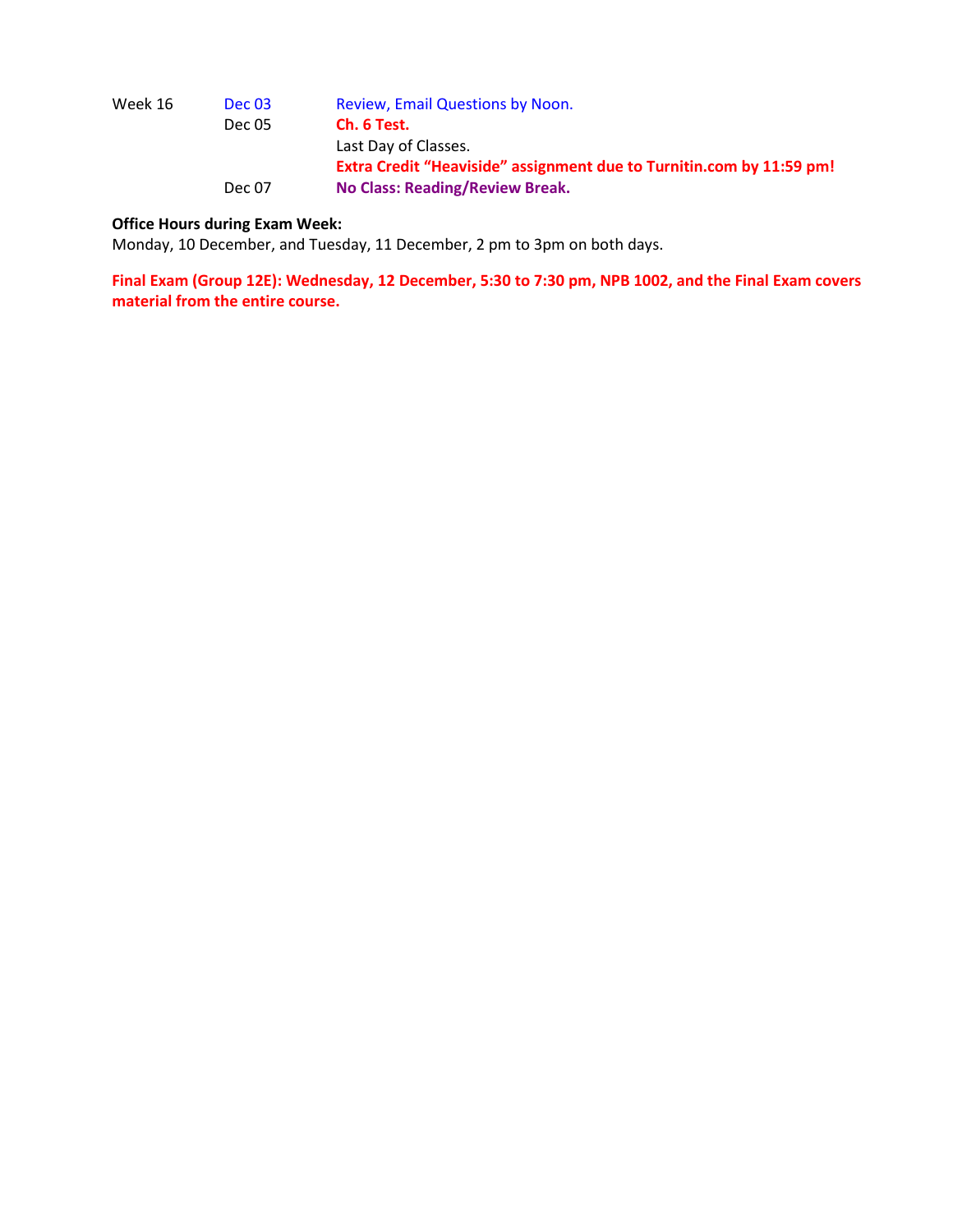| | | |
|---|---|---|
| Week 16 | Dec 03 | Review, Email Questions by Noon. |
| | Dec 05 | **Ch. 6 Test.** |
| | | Last Day of Classes. |
| | | **Extra Credit "Heaviside" assignment due to Turnitin.com by 11:59 pm!** |
| | Dec 07 | **No Class: Reading/Review Break.** |

**Office Hours during Exam Week:**
Monday, 10 December, and Tuesday, 11 December, 2 pm to 3pm on both days.

**Final Exam (Group 12E): Wednesday, 12 December, 5:30 to 7:30 pm, NPB 1002, and the Final Exam covers material from the entire course.**